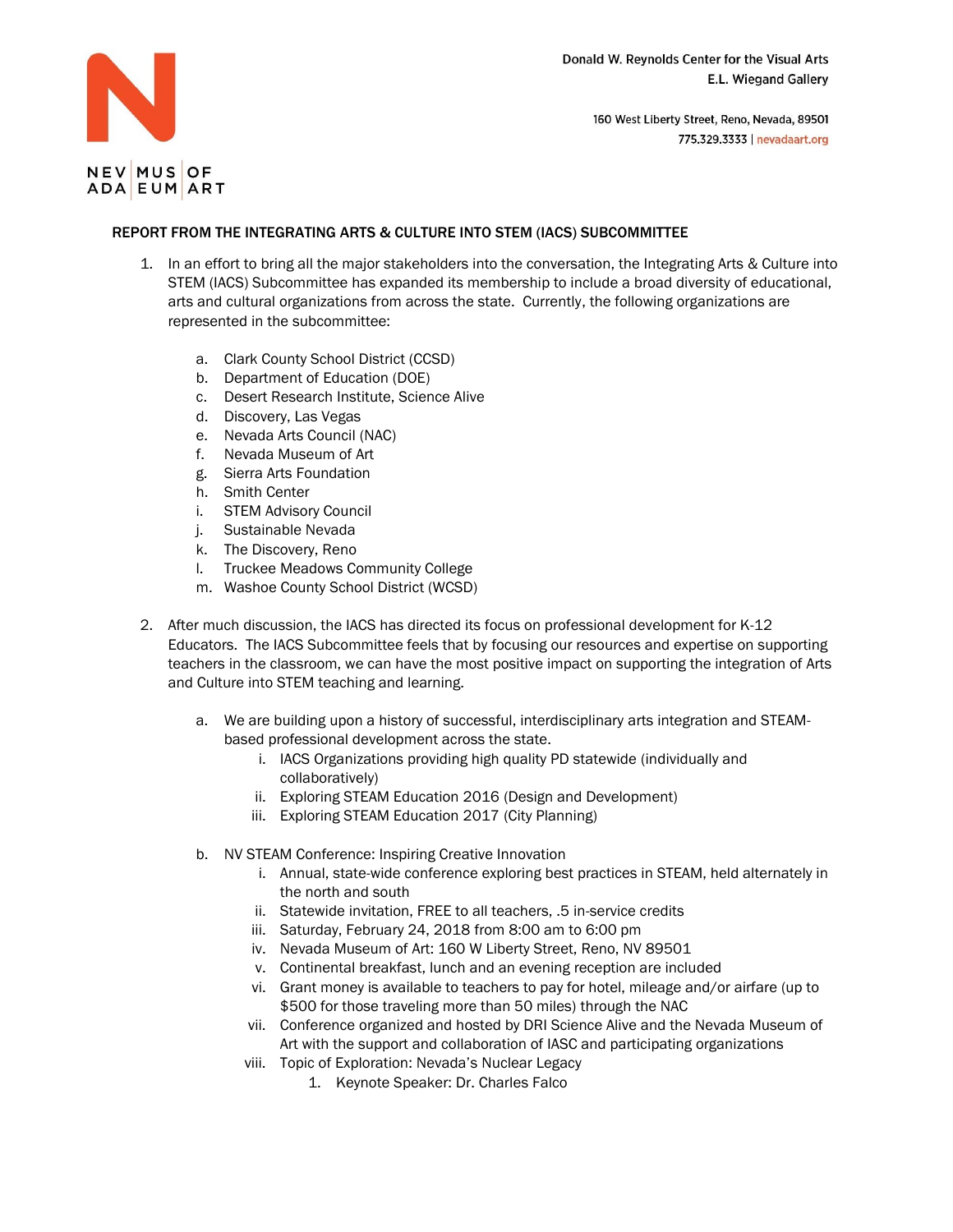Donald W. Reynolds Center for the Visual Arts
E.L. Wiegand Gallery

160 West Liberty Street, Reno, Nevada, 89501
775.329.3333 | nevadaart.org

NEVADA MUSEUM OF ART

**REPORT FROM THE INTEGRATING ARTS & CULTURE INTO STEM (IACS) SUBCOMMITTEE**

1. In an effort to bring all the major stakeholders into the conversation, the Integrating Arts & Culture into STEM (IACS) Subcommittee has expanded its membership to include a broad diversity of educational, arts and cultural organizations from across the state. Currently, the following organizations are represented in the subcommittee:

   a. Clark County School District (CCSD)
   b. Department of Education (DOE)
   c. Desert Research Institute, Science Alive
   d. Discovery, Las Vegas
   e. Nevada Arts Council (NAC)
   f. Nevada Museum of Art
   g. Sierra Arts Foundation
   h. Smith Center
   i. STEM Advisory Council
   j. Sustainable Nevada
   k. The Discovery, Reno
   l. Truckee Meadows Community College
   m. Washoe County School District (WCSD)

2. After much discussion, the IACS has directed its focus on professional development for K-12 Educators. The IACS Subcommittee feels that by focusing our resources and expertise on supporting teachers in the classroom, we can have the most positive impact on supporting the integration of Arts and Culture into STEM teaching and learning.

   a. We are building upon a history of successful, interdisciplinary arts integration and STEAM-based professional development across the state.
      i. IACS Organizations providing high quality PD statewide (individually and collaboratively)
      ii. Exploring STEAM Education 2016 (Design and Development)
      iii. Exploring STEAM Education 2017 (City Planning)

   b. NV STEAM Conference: Inspiring Creative Innovation
      i. Annual, state-wide conference exploring best practices in STEAM, held alternately in the north and south
      ii. Statewide invitation, FREE to all teachers, .5 in-service credits
      iii. Saturday, February 24, 2018 from 8:00 am to 6:00 pm
      iv. Nevada Museum of Art: 160 W Liberty Street, Reno, NV 89501
      v. Continental breakfast, lunch and an evening reception are included
      vi. Grant money is available to teachers to pay for hotel, mileage and/or airfare (up to $500 for those traveling more than 50 miles) through the NAC
      vii. Conference organized and hosted by DRI Science Alive and the Nevada Museum of Art with the support and collaboration of IASC and participating organizations
      viii. Topic of Exploration: Nevada's Nuclear Legacy
         1. Keynote Speaker: Dr. Charles Falco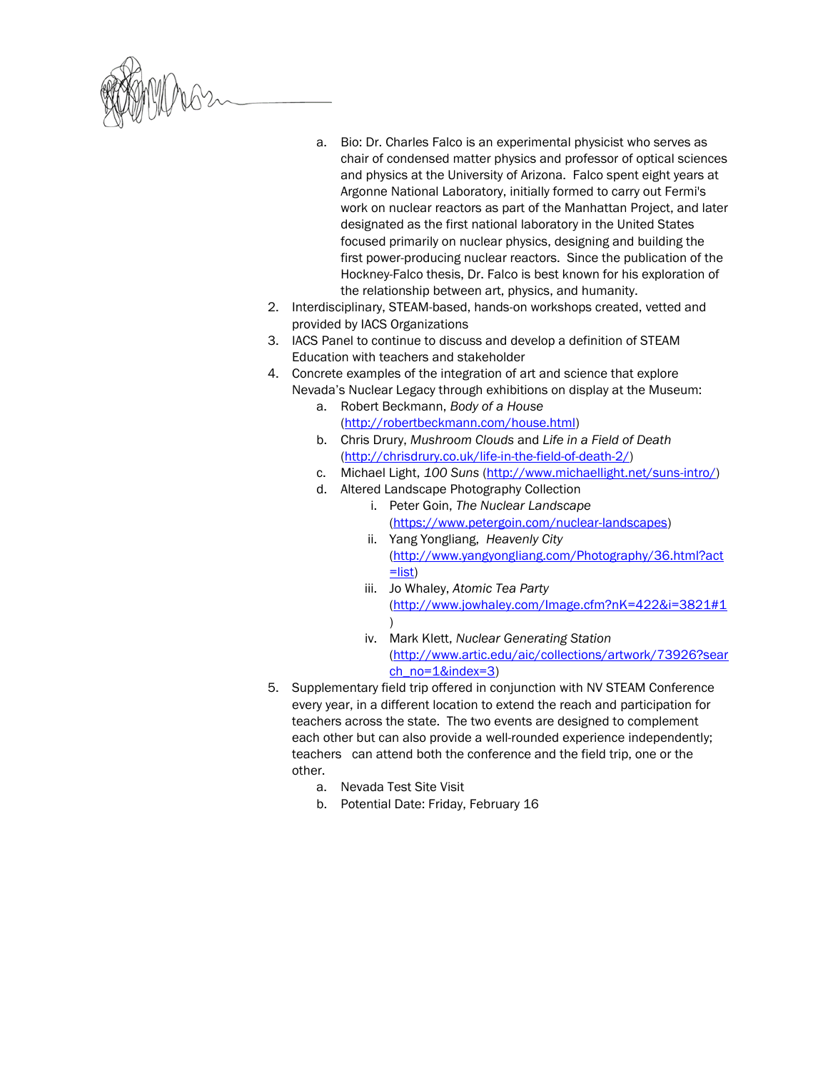a. Bio: Dr. Charles Falco is an experimental physicist who serves as chair of condensed matter physics and professor of optical sciences and physics at the University of Arizona. Falco spent eight years at Argonne National Laboratory, initially formed to carry out Fermi's work on nuclear reactors as part of the Manhattan Project, and later designated as the first national laboratory in the United States focused primarily on nuclear physics, designing and building the first power-producing nuclear reactors. Since the publication of the Hockney-Falco thesis, Dr. Falco is best known for his exploration of the relationship between art, physics, and humanity.

2. Interdisciplinary, STEAM-based, hands-on workshops created, vetted and provided by IACS Organizations
3. IACS Panel to continue to discuss and develop a definition of STEAM Education with teachers and stakeholder
4. Concrete examples of the integration of art and science that explore Nevada's Nuclear Legacy through exhibitions on display at the Museum:
   a. Robert Beckmann, *Body of a House* (http://robertbeckmann.com/house.html)
   b. Chris Drury, *Mushroom Clouds* and *Life in a Field of Death* (http://chrisdrury.co.uk/life-in-the-field-of-death-2/)
   c. Michael Light, *100 Suns* (http://www.michaellight.net/suns-intro/)
   d. Altered Landscape Photography Collection
      i. Peter Goin, *The Nuclear Landscape* (https://www.petergoin.com/nuclear-landscapes)
      ii. Yang Yongliang, *Heavenly City* (http://www.yangyongliang.com/Photography/36.html?act=list)
      iii. Jo Whaley, *Atomic Tea Party* (http://www.jowhaley.com/Image.cfm?nK=422&i=3821#1)
      iv. Mark Klett, *Nuclear Generating Station* (http://www.artic.edu/aic/collections/artwork/73926?search_no=1&index=3)
5. Supplementary field trip offered in conjunction with NV STEAM Conference every year, in a different location to extend the reach and participation for teachers across the state. The two events are designed to complement each other but can also provide a well-rounded experience independently; teachers can attend both the conference and the field trip, one or the other.
   a. Nevada Test Site Visit
   b. Potential Date: Friday, February 16